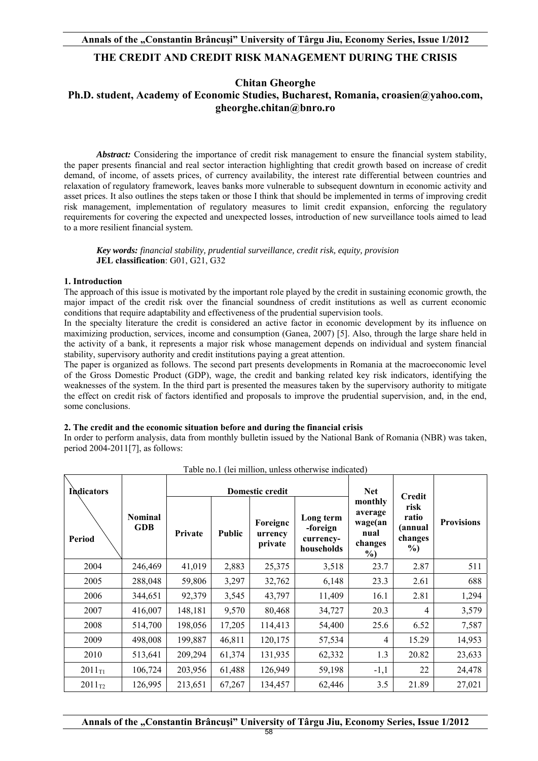# THE CREDIT AND CREDIT RISK MANAGEMENT DURING THE CRISIS

**Chitan Gheorghe**
**Ph.D. student, Academy of Economic Studies, Bucharest, Romania, croasien@yahoo.com, gheorghe.chitan@bnro.ro**

***Abstract:*** Considering the importance of credit risk management to ensure the financial system stability, the paper presents financial and real sector interaction highlighting that credit growth based on increase of credit demand, of income, of assets prices, of currency availability, the interest rate differential between countries and relaxation of regulatory framework, leaves banks more vulnerable to subsequent downturn in economic activity and asset prices. It also outlines the steps taken or those I think that should be implemented in terms of improving credit risk management, implementation of regulatory measures to limit credit expansion, enforcing the regulatory requirements for covering the expected and unexpected losses, introduction of new surveillance tools aimed to lead to a more resilient financial system.

***Key words:*** *financial stability, prudential surveillance, credit risk, equity, provision*
**JEL classification**: G01, G21, G32

## 1. Introduction

The approach of this issue is motivated by the important role played by the credit in sustaining economic growth, the major impact of the credit risk over the financial soundness of credit institutions as well as current economic conditions that require adaptability and effectiveness of the prudential supervision tools.

In the specialty literature the credit is considered an active factor in economic development by its influence on maximizing production, services, income and consumption (Ganea, 2007) [5]. Also, through the large share held in the activity of a bank, it represents a major risk whose management depends on individual and system financial stability, supervisory authority and credit institutions paying a great attention.

The paper is organized as follows. The second part presents developments in Romania at the macroeconomic level of the Gross Domestic Product (GDP), wage, the credit and banking related key risk indicators, identifying the weaknesses of the system. In the third part is presented the measures taken by the supervisory authority to mitigate the effect on credit risk of factors identified and proposals to improve the prudential supervision, and, in the end, some conclusions.

## 2. The credit and the economic situation before and during the financial crisis

In order to perform analysis, data from monthly bulletin issued by the National Bank of Romania (NBR) was taken, period 2004-2011[7], as follows:

Table no.1 (lei million, unless otherwise indicated)

| Indicators / Period | Nominal GDB | Domestic credit | | | | Net monthly average wage(annual changes %) | Credit risk ratio (annual changes %) | Provisions |
|---|---|---|---|---|---|---|---|---|
| | | Private | Public | Foreignc urrency private | Long term -foreign currency-households | | | |
| 2004 | 246,469 | 41,019 | 2,883 | 25,375 | 3,518 | 23.7 | 2.87 | 511 |
| 2005 | 288,048 | 59,806 | 3,297 | 32,762 | 6,148 | 23.3 | 2.61 | 688 |
| 2006 | 344,651 | 92,379 | 3,545 | 43,797 | 11,409 | 16.1 | 2.81 | 1,294 |
| 2007 | 416,007 | 148,181 | 9,570 | 80,468 | 34,727 | 20.3 | 4 | 3,579 |
| 2008 | 514,700 | 198,056 | 17,205 | 114,413 | 54,400 | 25.6 | 6.52 | 7,587 |
| 2009 | 498,008 | 199,887 | 46,811 | 120,175 | 57,534 | 4 | 15.29 | 14,953 |
| 2010 | 513,641 | 209,294 | 61,374 | 131,935 | 62,332 | 1.3 | 20.82 | 23,633 |
| $2011_{T1}$ | 106,724 | 203,956 | 61,488 | 126,949 | 59,198 | -1,1 | 22 | 24,478 |
| $2011_{T2}$ | 126,995 | 213,651 | 67,267 | 134,457 | 62,446 | 3.5 | 21.89 | 27,021 |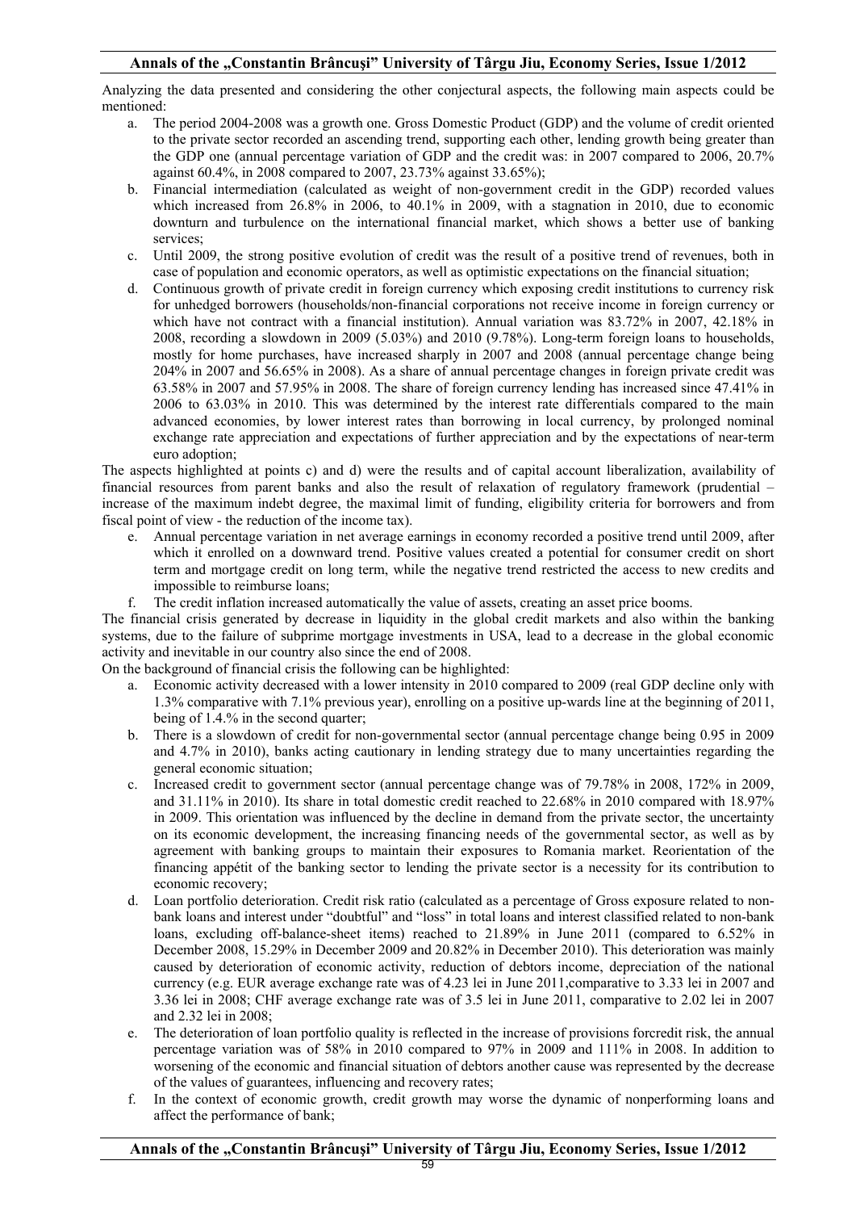Analyzing the data presented and considering the other conjectural aspects, the following main aspects could be mentioned:

a. The period 2004-2008 was a growth one. Gross Domestic Product (GDP) and the volume of credit oriented to the private sector recorded an ascending trend, supporting each other, lending growth being greater than the GDP one (annual percentage variation of GDP and the credit was: in 2007 compared to 2006, 20.7% against 60.4%, in 2008 compared to 2007, 23.73% against 33.65%);
b. Financial intermediation (calculated as weight of non-government credit in the GDP) recorded values which increased from 26.8% in 2006, to 40.1% in 2009, with a stagnation in 2010, due to economic downturn and turbulence on the international financial market, which shows a better use of banking services;
c. Until 2009, the strong positive evolution of credit was the result of a positive trend of revenues, both in case of population and economic operators, as well as optimistic expectations on the financial situation;
d. Continuous growth of private credit in foreign currency which exposing credit institutions to currency risk for unhedged borrowers (households/non-financial corporations not receive income in foreign currency or which have not contract with a financial institution). Annual variation was 83.72% in 2007, 42.18% in 2008, recording a slowdown in 2009 (5.03%) and 2010 (9.78%). Long-term foreign loans to households, mostly for home purchases, have increased sharply in 2007 and 2008 (annual percentage change being 204% in 2007 and 56.65% in 2008). As a share of annual percentage changes in foreign private credit was 63.58% in 2007 and 57.95% in 2008. The share of foreign currency lending has increased since 47.41% in 2006 to 63.03% in 2010. This was determined by the interest rate differentials compared to the main advanced economies, by lower interest rates than borrowing in local currency, by prolonged nominal exchange rate appreciation and expectations of further appreciation and by the expectations of near-term euro adoption;

The aspects highlighted at points c) and d) were the results and of capital account liberalization, availability of financial resources from parent banks and also the result of relaxation of regulatory framework (prudential – increase of the maximum indebt degree, the maximal limit of funding, eligibility criteria for borrowers and from fiscal point of view - the reduction of the income tax).

e. Annual percentage variation in net average earnings in economy recorded a positive trend until 2009, after which it enrolled on a downward trend. Positive values created a potential for consumer credit on short term and mortgage credit on long term, while the negative trend restricted the access to new credits and impossible to reimburse loans;
f. The credit inflation increased automatically the value of assets, creating an asset price booms.

The financial crisis generated by decrease in liquidity in the global credit markets and also within the banking systems, due to the failure of subprime mortgage investments in USA, lead to a decrease in the global economic activity and inevitable in our country also since the end of 2008.

On the background of financial crisis the following can be highlighted:

a. Economic activity decreased with a lower intensity in 2010 compared to 2009 (real GDP decline only with 1.3% comparative with 7.1% previous year), enrolling on a positive up-wards line at the beginning of 2011, being of 1.4.% in the second quarter;
b. There is a slowdown of credit for non-governmental sector (annual percentage change being 0.95 in 2009 and 4.7% in 2010), banks acting cautionary in lending strategy due to many uncertainties regarding the general economic situation;
c. Increased credit to government sector (annual percentage change was of 79.78% in 2008, 172% in 2009, and 31.11% in 2010). Its share in total domestic credit reached to 22.68% in 2010 compared with 18.97% in 2009. This orientation was influenced by the decline in demand from the private sector, the uncertainty on its economic development, the increasing financing needs of the governmental sector, as well as by agreement with banking groups to maintain their exposures to Romania market. Reorientation of the financing appétit of the banking sector to lending the private sector is a necessity for its contribution to economic recovery;
d. Loan portfolio deterioration. Credit risk ratio (calculated as a percentage of Gross exposure related to non-bank loans and interest under "doubtful" and "loss" in total loans and interest classified related to non-bank loans, excluding off-balance-sheet items) reached to 21.89% in June 2011 (compared to 6.52% in December 2008, 15.29% in December 2009 and 20.82% in December 2010). This deterioration was mainly caused by deterioration of economic activity, reduction of debtors income, depreciation of the national currency (e.g. EUR average exchange rate was of 4.23 lei in June 2011,comparative to 3.33 lei in 2007 and 3.36 lei in 2008; CHF average exchange rate was of 3.5 lei in June 2011, comparative to 2.02 lei in 2007 and 2.32 lei in 2008;
e. The deterioration of loan portfolio quality is reflected in the increase of provisions forcredit risk, the annual percentage variation was of 58% in 2010 compared to 97% in 2009 and 111% in 2008. In addition to worsening of the economic and financial situation of debtors another cause was represented by the decrease of the values of guarantees, influencing and recovery rates;
f. In the context of economic growth, credit growth may worse the dynamic of nonperforming loans and affect the performance of bank;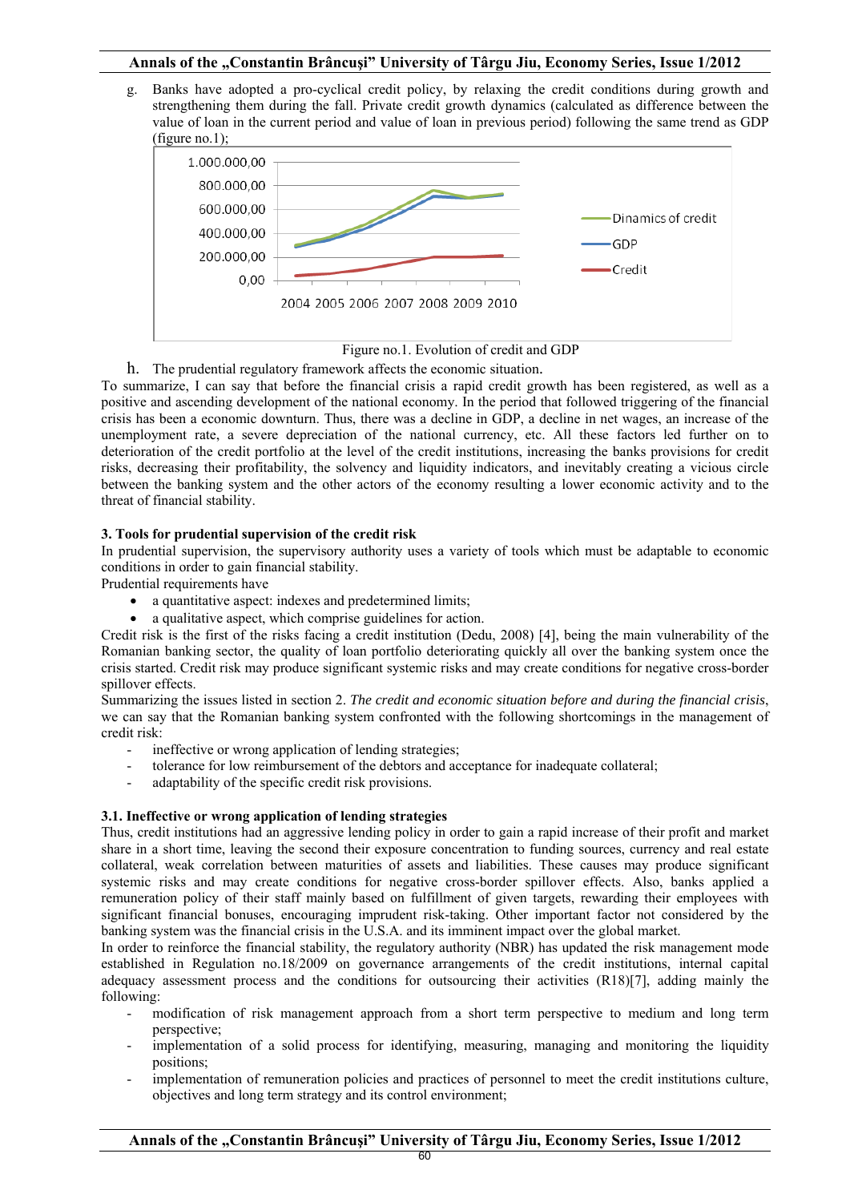g. Banks have adopted a pro-cyclical credit policy, by relaxing the credit conditions during growth and strengthening them during the fall. Private credit growth dynamics (calculated as difference between the value of loan in the current period and value of loan in previous period) following the same trend as GDP (figure no.1);

Figure no.1. Evolution of credit and GDP

h. The prudential regulatory framework affects the economic situation.

To summarize, I can say that before the financial crisis a rapid credit growth has been registered, as well as a positive and ascending development of the national economy. In the period that followed triggering of the financial crisis has been a economic downturn. Thus, there was a decline in GDP, a decline in net wages, an increase of the unemployment rate, a severe depreciation of the national currency, etc. All these factors led further on to deterioration of the credit portfolio at the level of the credit institutions, increasing the banks provisions for credit risks, decreasing their profitability, the solvency and liquidity indicators, and inevitably creating a vicious circle between the banking system and the other actors of the economy resulting a lower economic activity and to the threat of financial stability.

### 3. Tools for prudential supervision of the credit risk

In prudential supervision, the supervisory authority uses a variety of tools which must be adaptable to economic conditions in order to gain financial stability.

Prudential requirements have

- a quantitative aspect: indexes and predetermined limits;
- a qualitative aspect, which comprise guidelines for action.

Credit risk is the first of the risks facing a credit institution (Dedu, 2008) [4], being the main vulnerability of the Romanian banking sector, the quality of loan portfolio deteriorating quickly all over the banking system once the crisis started. Credit risk may produce significant systemic risks and may create conditions for negative cross-border spillover effects.

Summarizing the issues listed in section 2. *The credit and economic situation before and during the financial crisis*, we can say that the Romanian banking system confronted with the following shortcomings in the management of credit risk:

- ineffective or wrong application of lending strategies;
- tolerance for low reimbursement of the debtors and acceptance for inadequate collateral;
- adaptability of the specific credit risk provisions.

#### 3.1. Ineffective or wrong application of lending strategies

Thus, credit institutions had an aggressive lending policy in order to gain a rapid increase of their profit and market share in a short time, leaving the second their exposure concentration to funding sources, currency and real estate collateral, weak correlation between maturities of assets and liabilities. These causes may produce significant systemic risks and may create conditions for negative cross-border spillover effects. Also, banks applied a remuneration policy of their staff mainly based on fulfillment of given targets, rewarding their employees with significant financial bonuses, encouraging imprudent risk-taking. Other important factor not considered by the banking system was the financial crisis in the U.S.A. and its imminent impact over the global market.

In order to reinforce the financial stability, the regulatory authority (NBR) has updated the risk management mode established in Regulation no.18/2009 on governance arrangements of the credit institutions, internal capital adequacy assessment process and the conditions for outsourcing their activities (R18)[7], adding mainly the following:

- modification of risk management approach from a short term perspective to medium and long term perspective;
- implementation of a solid process for identifying, measuring, managing and monitoring the liquidity positions;
- implementation of remuneration policies and practices of personnel to meet the credit institutions culture, objectives and long term strategy and its control environment;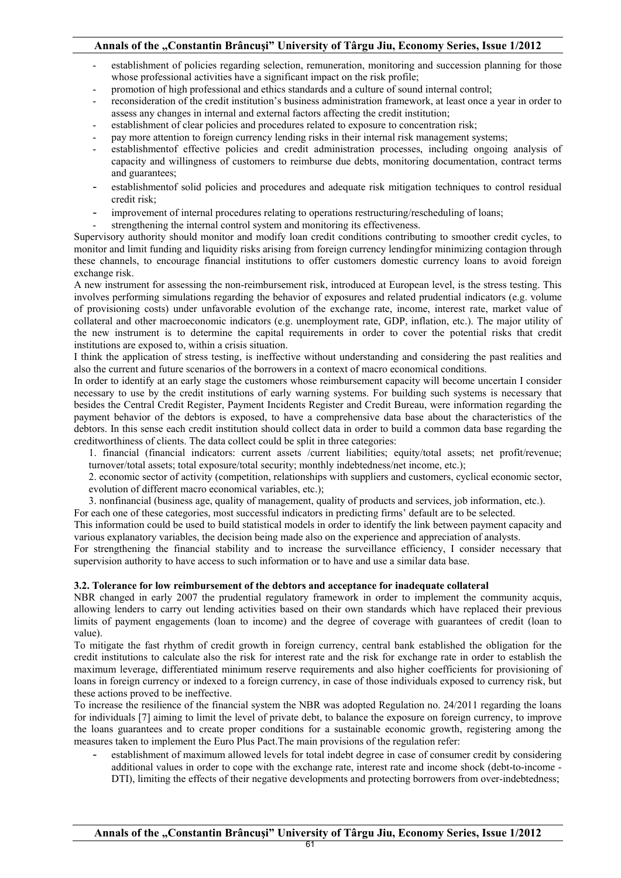- establishment of policies regarding selection, remuneration, monitoring and succession planning for those whose professional activities have a significant impact on the risk profile;
- promotion of high professional and ethics standards and a culture of sound internal control;
- reconsideration of the credit institution's business administration framework, at least once a year in order to assess any changes in internal and external factors affecting the credit institution;
- establishment of clear policies and procedures related to exposure to concentration risk;
- pay more attention to foreign currency lending risks in their internal risk management systems;
- establishmentof effective policies and credit administration processes, including ongoing analysis of capacity and willingness of customers to reimburse due debts, monitoring documentation, contract terms and guarantees;
- establishmentof solid policies and procedures and adequate risk mitigation techniques to control residual credit risk;
- improvement of internal procedures relating to operations restructuring/rescheduling of loans;
- strengthening the internal control system and monitoring its effectiveness.

Supervisory authority should monitor and modify loan credit conditions contributing to smoother credit cycles, to monitor and limit funding and liquidity risks arising from foreign currency lendingfor minimizing contagion through these channels, to encourage financial institutions to offer customers domestic currency loans to avoid foreign exchange risk.

A new instrument for assessing the non-reimbursement risk, introduced at European level, is the stress testing. This involves performing simulations regarding the behavior of exposures and related prudential indicators (e.g. volume of provisioning costs) under unfavorable evolution of the exchange rate, income, interest rate, market value of collateral and other macroeconomic indicators (e.g. unemployment rate, GDP, inflation, etc.). The major utility of the new instrument is to determine the capital requirements in order to cover the potential risks that credit institutions are exposed to, within a crisis situation.

I think the application of stress testing, is ineffective without understanding and considering the past realities and also the current and future scenarios of the borrowers in a context of macro economical conditions.

In order to identify at an early stage the customers whose reimbursement capacity will become uncertain I consider necessary to use by the credit institutions of early warning systems. For building such systems is necessary that besides the Central Credit Register, Payment Incidents Register and Credit Bureau, were information regarding the payment behavior of the debtors is exposed, to have a comprehensive data base about the characteristics of the debtors. In this sense each credit institution should collect data in order to build a common data base regarding the creditworthiness of clients. The data collect could be split in three categories:

1. financial (financial indicators: current assets /current liabilities; equity/total assets; net profit/revenue; turnover/total assets; total exposure/total security; monthly indebtedness/net income, etc.);
2. economic sector of activity (competition, relationships with suppliers and customers, cyclical economic sector, evolution of different macro economical variables, etc.);
3. nonfinancial (business age, quality of management, quality of products and services, job information, etc.).

For each one of these categories, most successful indicators in predicting firms' default are to be selected.

This information could be used to build statistical models in order to identify the link between payment capacity and various explanatory variables, the decision being made also on the experience and appreciation of analysts.

For strengthening the financial stability and to increase the surveillance efficiency, I consider necessary that supervision authority to have access to such information or to have and use a similar data base.

### 3.2. Tolerance for low reimbursement of the debtors and acceptance for inadequate collateral

NBR changed in early 2007 the prudential regulatory framework in order to implement the community acquis, allowing lenders to carry out lending activities based on their own standards which have replaced their previous limits of payment engagements (loan to income) and the degree of coverage with guarantees of credit (loan to value).

To mitigate the fast rhythm of credit growth in foreign currency, central bank established the obligation for the credit institutions to calculate also the risk for interest rate and the risk for exchange rate in order to establish the maximum leverage, differentiated minimum reserve requirements and also higher coefficients for provisioning of loans in foreign currency or indexed to a foreign currency, in case of those individuals exposed to currency risk, but these actions proved to be ineffective.

To increase the resilience of the financial system the NBR was adopted Regulation no. 24/2011 regarding the loans for individuals [7] aiming to limit the level of private debt, to balance the exposure on foreign currency, to improve the loans guarantees and to create proper conditions for a sustainable economic growth, registering among the measures taken to implement the Euro Plus Pact.The main provisions of the regulation refer:

- establishment of maximum allowed levels for total indebt degree in case of consumer credit by considering additional values in order to cope with the exchange rate, interest rate and income shock (debt-to-income - DTI), limiting the effects of their negative developments and protecting borrowers from over-indebtedness;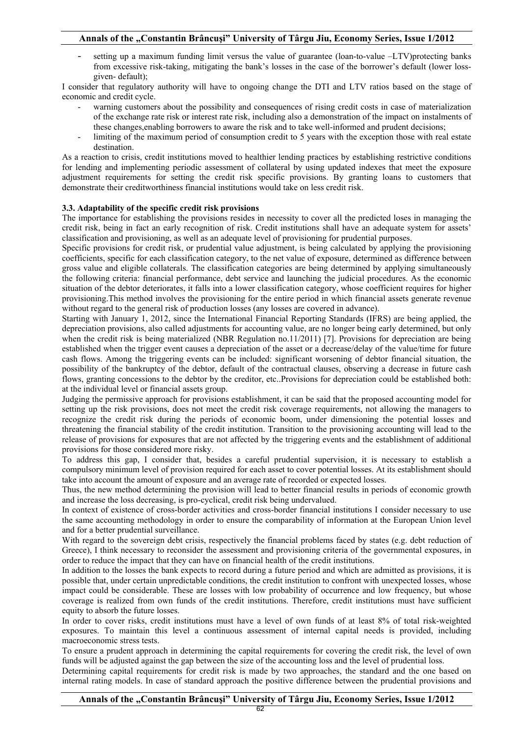- setting up a maximum funding limit versus the value of guarantee (loan-to-value –LTV)protecting banks from excessive risk-taking, mitigating the bank's losses in the case of the borrower's default (lower loss-given- default);

I consider that regulatory authority will have to ongoing change the DTI and LTV ratios based on the stage of economic and credit cycle.

- warning customers about the possibility and consequences of rising credit costs in case of materialization of the exchange rate risk or interest rate risk, including also a demonstration of the impact on instalments of these changes,enabling borrowers to aware the risk and to take well-informed and prudent decisions;
- limiting of the maximum period of consumption credit to 5 years with the exception those with real estate destination.

As a reaction to crisis, credit institutions moved to healthier lending practices by establishing restrictive conditions for lending and implementing periodic assessment of collateral by using updated indexes that meet the exposure adjustment requirements for setting the credit risk specific provisions. By granting loans to customers that demonstrate their creditworthiness financial institutions would take on less credit risk.

### 3.3. Adaptability of the specific credit risk provisions

The importance for establishing the provisions resides in necessity to cover all the predicted loses in managing the credit risk, being in fact an early recognition of risk. Credit institutions shall have an adequate system for assets' classification and provisioning, as well as an adequate level of provisioning for prudential purposes.

Specific provisions for credit risk, or prudential value adjustment, is being calculated by applying the provisioning coefficients, specific for each classification category, to the net value of exposure, determined as difference between gross value and eligible collaterals. The classification categories are being determined by applying simultaneously the following criteria: financial performance, debt service and launching the judicial procedures. As the economic situation of the debtor deteriorates, it falls into a lower classification category, whose coefficient requires for higher provisioning.This method involves the provisioning for the entire period in which financial assets generate revenue without regard to the general risk of production losses (any losses are covered in advance).

Starting with January 1, 2012, since the International Financial Reporting Standards (IFRS) are being applied, the depreciation provisions, also called adjustments for accounting value, are no longer being early determined, but only when the credit risk is being materialized (NBR Regulation no.11/2011) [7]. Provisions for depreciation are being established when the trigger event causes a depreciation of the asset or a decrease/delay of the value/time for future cash flows. Among the triggering events can be included: significant worsening of debtor financial situation, the possibility of the bankruptcy of the debtor, default of the contractual clauses, observing a decrease in future cash flows, granting concessions to the debtor by the creditor, etc..Provisions for depreciation could be established both: at the individual level or financial assets group.

Judging the permissive approach for provisions establishment, it can be said that the proposed accounting model for setting up the risk provisions, does not meet the credit risk coverage requirements, not allowing the managers to recognize the credit risk during the periods of economic boom, under dimensioning the potential losses and threatening the financial stability of the credit institution. Transition to the provisioning accounting will lead to the release of provisions for exposures that are not affected by the triggering events and the establishment of additional provisions for those considered more risky.

To address this gap, I consider that, besides a careful prudential supervision, it is necessary to establish a compulsory minimum level of provision required for each asset to cover potential losses. At its establishment should take into account the amount of exposure and an average rate of recorded or expected losses.

Thus, the new method determining the provision will lead to better financial results in periods of economic growth and increase the loss decreasing, is pro-cyclical, credit risk being undervalued.

In context of existence of cross-border activities and cross-border financial institutions I consider necessary to use the same accounting methodology in order to ensure the comparability of information at the European Union level and for a better prudential surveillance.

With regard to the sovereign debt crisis, respectively the financial problems faced by states (e.g. debt reduction of Greece), I think necessary to reconsider the assessment and provisioning criteria of the governmental exposures, in order to reduce the impact that they can have on financial health of the credit institutions.

In addition to the losses the bank expects to record during a future period and which are admitted as provisions, it is possible that, under certain unpredictable conditions, the credit institution to confront with unexpected losses, whose impact could be considerable. These are losses with low probability of occurrence and low frequency, but whose coverage is realized from own funds of the credit institutions. Therefore, credit institutions must have sufficient equity to absorb the future losses.

In order to cover risks, credit institutions must have a level of own funds of at least 8% of total risk-weighted exposures. To maintain this level a continuous assessment of internal capital needs is provided, including macroeconomic stress tests.

To ensure a prudent approach in determining the capital requirements for covering the credit risk, the level of own funds will be adjusted against the gap between the size of the accounting loss and the level of prudential loss.

Determining capital requirements for credit risk is made by two approaches, the standard and the one based on internal rating models. In case of standard approach the positive difference between the prudential provisions and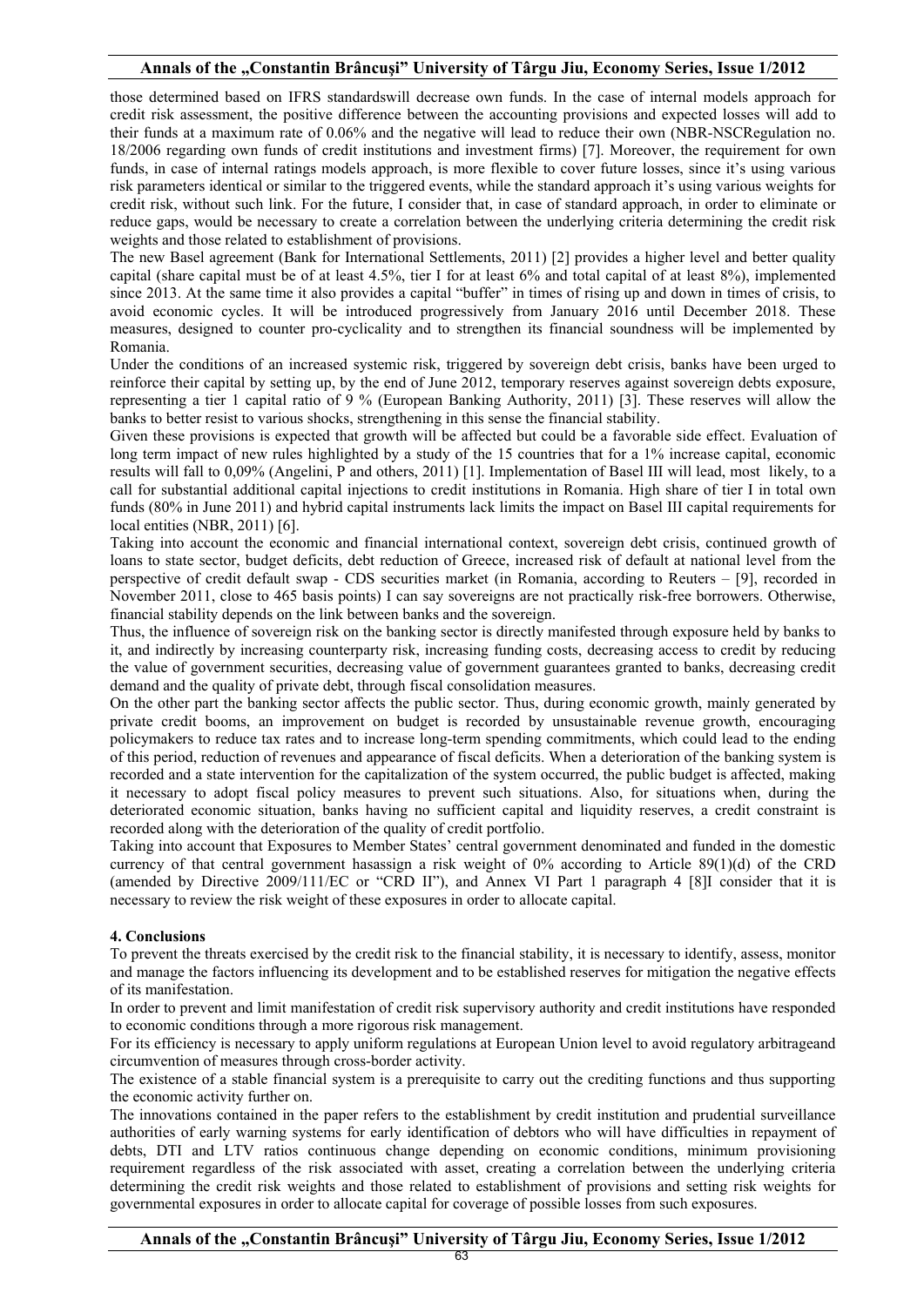those determined based on IFRS standardswill decrease own funds. In the case of internal models approach for credit risk assessment, the positive difference between the accounting provisions and expected losses will add to their funds at a maximum rate of 0.06% and the negative will lead to reduce their own (NBR-NSCRegulation no. 18/2006 regarding own funds of credit institutions and investment firms) [7]. Moreover, the requirement for own funds, in case of internal ratings models approach, is more flexible to cover future losses, since it's using various risk parameters identical or similar to the triggered events, while the standard approach it's using various weights for credit risk, without such link. For the future, I consider that, in case of standard approach, in order to eliminate or reduce gaps, would be necessary to create a correlation between the underlying criteria determining the credit risk weights and those related to establishment of provisions.

The new Basel agreement (Bank for International Settlements, 2011) [2] provides a higher level and better quality capital (share capital must be of at least 4.5%, tier I for at least 6% and total capital of at least 8%), implemented since 2013. At the same time it also provides a capital "buffer" in times of rising up and down in times of crisis, to avoid economic cycles. It will be introduced progressively from January 2016 until December 2018. These measures, designed to counter pro-cyclicality and to strengthen its financial soundness will be implemented by Romania.

Under the conditions of an increased systemic risk, triggered by sovereign debt crisis, banks have been urged to reinforce their capital by setting up, by the end of June 2012, temporary reserves against sovereign debts exposure, representing a tier 1 capital ratio of 9 % (European Banking Authority, 2011) [3]. These reserves will allow the banks to better resist to various shocks, strengthening in this sense the financial stability.

Given these provisions is expected that growth will be affected but could be a favorable side effect. Evaluation of long term impact of new rules highlighted by a study of the 15 countries that for a 1% increase capital, economic results will fall to 0,09% (Angelini, P and others, 2011) [1]. Implementation of Basel III will lead, most likely, to a call for substantial additional capital injections to credit institutions in Romania. High share of tier I in total own funds (80% in June 2011) and hybrid capital instruments lack limits the impact on Basel III capital requirements for local entities (NBR, 2011) [6].

Taking into account the economic and financial international context, sovereign debt crisis, continued growth of loans to state sector, budget deficits, debt reduction of Greece, increased risk of default at national level from the perspective of credit default swap - CDS securities market (in Romania, according to Reuters – [9], recorded in November 2011, close to 465 basis points) I can say sovereigns are not practically risk-free borrowers. Otherwise, financial stability depends on the link between banks and the sovereign.

Thus, the influence of sovereign risk on the banking sector is directly manifested through exposure held by banks to it, and indirectly by increasing counterparty risk, increasing funding costs, decreasing access to credit by reducing the value of government securities, decreasing value of government guarantees granted to banks, decreasing credit demand and the quality of private debt, through fiscal consolidation measures.

On the other part the banking sector affects the public sector. Thus, during economic growth, mainly generated by private credit booms, an improvement on budget is recorded by unsustainable revenue growth, encouraging policymakers to reduce tax rates and to increase long-term spending commitments, which could lead to the ending of this period, reduction of revenues and appearance of fiscal deficits. When a deterioration of the banking system is recorded and a state intervention for the capitalization of the system occurred, the public budget is affected, making it necessary to adopt fiscal policy measures to prevent such situations. Also, for situations when, during the deteriorated economic situation, banks having no sufficient capital and liquidity reserves, a credit constraint is recorded along with the deterioration of the quality of credit portfolio.

Taking into account that Exposures to Member States' central government denominated and funded in the domestic currency of that central government hasassign a risk weight of 0% according to Article 89(1)(d) of the CRD (amended by Directive 2009/111/EC or "CRD II"), and Annex VI Part 1 paragraph 4 [8]I consider that it is necessary to review the risk weight of these exposures in order to allocate capital.

## 4. Conclusions

To prevent the threats exercised by the credit risk to the financial stability, it is necessary to identify, assess, monitor and manage the factors influencing its development and to be established reserves for mitigation the negative effects of its manifestation.

In order to prevent and limit manifestation of credit risk supervisory authority and credit institutions have responded to economic conditions through a more rigorous risk management.

For its efficiency is necessary to apply uniform regulations at European Union level to avoid regulatory arbitrageand circumvention of measures through cross-border activity.

The existence of a stable financial system is a prerequisite to carry out the crediting functions and thus supporting the economic activity further on.

The innovations contained in the paper refers to the establishment by credit institution and prudential surveillance authorities of early warning systems for early identification of debtors who will have difficulties in repayment of debts, DTI and LTV ratios continuous change depending on economic conditions, minimum provisioning requirement regardless of the risk associated with asset, creating a correlation between the underlying criteria determining the credit risk weights and those related to establishment of provisions and setting risk weights for governmental exposures in order to allocate capital for coverage of possible losses from such exposures.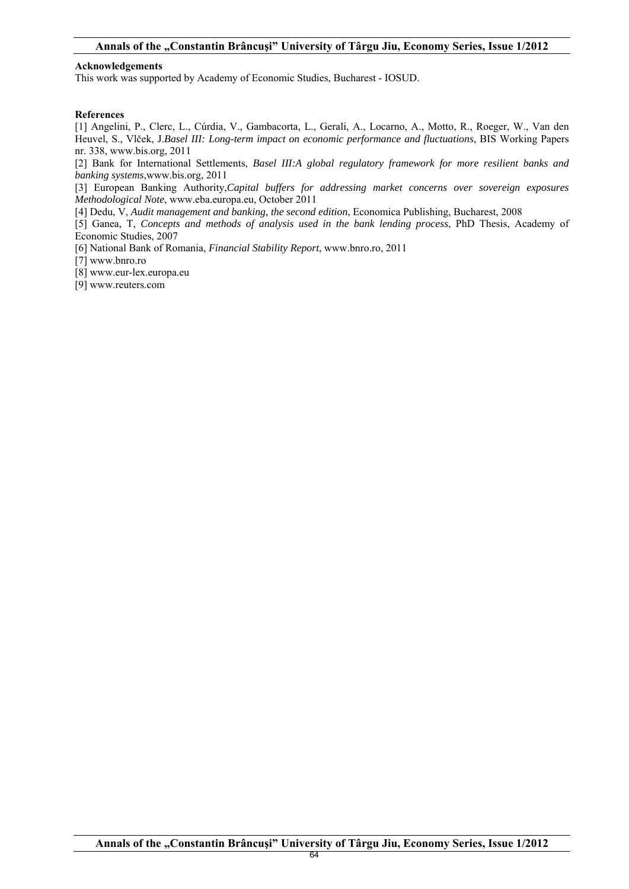**Acknowledgements**

This work was supported by Academy of Economic Studies, Bucharest - IOSUD.

**References**

[1] Angelini, P., Clerc, L., Cúrdia, V., Gambacorta, L., Gerali, A., Locarno, A., Motto, R., Roeger, W., Van den Heuvel, S., Vlček, J.*Basel III: Long-term impact on economic performance and fluctuations*, BIS Working Papers nr. 338, www.bis.org, 2011

[2] Bank for International Settlements, *Basel III:A global regulatory framework for more resilient banks and banking systems*,www.bis.org, 2011

[3] European Banking Authority,*Capital buffers for addressing market concerns over sovereign exposures Methodological Note*, www.eba.europa.eu, October 2011

[4] Dedu, V, *Audit management and banking, the second edition*, Economica Publishing, Bucharest, 2008

[5] Ganea, T, *Concepts and methods of analysis used in the bank lending process*, PhD Thesis, Academy of Economic Studies, 2007

[6] National Bank of Romania, *Financial Stability Report*, www.bnro.ro, 2011

[7] www.bnro.ro

[8] www.eur-lex.europa.eu

[9] www.reuters.com